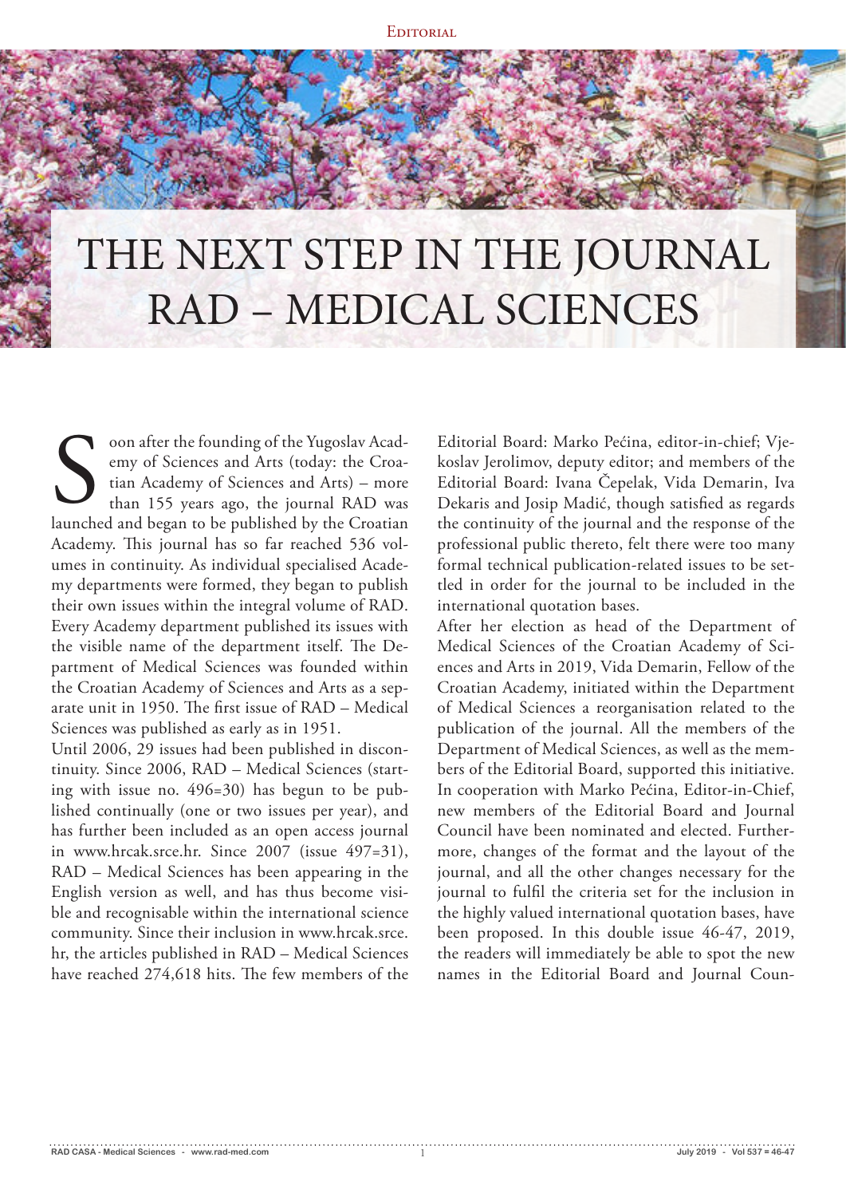# THE NEXT STEP IN THE JOURNAL RAD – MEDICAL SCIENCES

Soon after the founding of the Yugoslav Academy of Sciences and Arts (today: the Croatian Academy of Sciences and Arts) – more than 155 years ago, the journal RAD was launched and began to be published by the Croatian Academy. This journal has so far reached 536 volumes in continuity. As individual specialised Academy departments were formed, they began to publish their own issues within the integral volume of RAD. Every Academy department published its issues with the visible name of the department itself. The Department of Medical Sciences was founded within the Croatian Academy of Sciences and Arts as a separate unit in 1950. The first issue of RAD – Medical Sciences was published as early as in 1951.

Until 2006, 29 issues had been published in discontinuity. Since 2006, RAD – Medical Sciences (starting with issue no. 496=30) has begun to be published continually (one or two issues per year), and has further been included as an open access journal in www.hrcak.srce.hr. Since 2007 (issue 497=31), RAD – Medical Sciences has been appearing in the English version as well, and has thus become visible and recognisable within the international science community. Since their inclusion in www.hrcak.srce.hr, the articles published in RAD – Medical Sciences have reached 274,618 hits. The few members of the Editorial Board: Marko Pećina, editor-in-chief; Vjekoslav Jerolimov, deputy editor; and members of the Editorial Board: Ivana Čepelak, Vida Demarin, Iva Dekaris and Josip Madić, though satisfied as regards the continuity of the journal and the response of the professional public thereto, felt there were too many formal technical publication-related issues to be settled in order for the journal to be included in the international quotation bases.

After her election as head of the Department of Medical Sciences of the Croatian Academy of Sciences and Arts in 2019, Vida Demarin, Fellow of the Croatian Academy, initiated within the Department of Medical Sciences a reorganisation related to the publication of the journal. All the members of the Department of Medical Sciences, as well as the members of the Editorial Board, supported this initiative. In cooperation with Marko Pećina, Editor-in-Chief, new members of the Editorial Board and Journal Council have been nominated and elected. Furthermore, changes of the format and the layout of the journal, and all the other changes necessary for the journal to fulfil the criteria set for the inclusion in the highly valued international quotation bases, have been proposed. In this double issue 46-47, 2019, the readers will immediately be able to spot the new names in the Editorial Board and Journal Coun-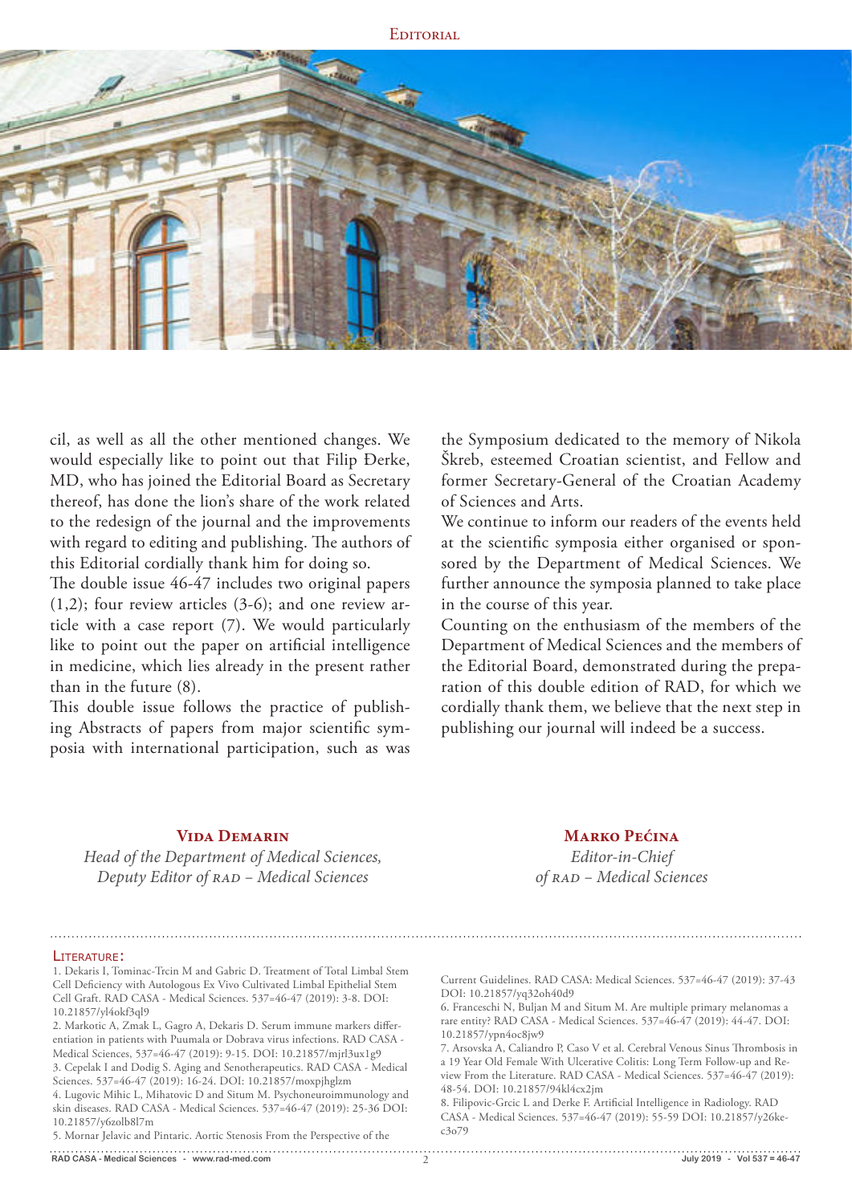cil, as well as all the other mentioned changes. We would especially like to point out that Filip Đerke, MD, who has joined the Editorial Board as Secretary thereof, has done the lion's share of the work related to the redesign of the journal and the improvements with regard to editing and publishing. The authors of this Editorial cordially thank him for doing so.

The double issue 46-47 includes two original papers (1,2); four review articles (3-6); and one review article with a case report (7). We would particularly like to point out the paper on artificial intelligence in medicine, which lies already in the present rather than in the future (8).

This double issue follows the practice of publishing Abstracts of papers from major scientific symposia with international participation, such as was the Symposium dedicated to the memory of Nikola Škreb, esteemed Croatian scientist, and Fellow and former Secretary-General of the Croatian Academy of Sciences and Arts.

We continue to inform our readers of the events held at the scientific symposia either organised or sponsored by the Department of Medical Sciences. We further announce the symposia planned to take place in the course of this year.

Counting on the enthusiasm of the members of the Department of Medical Sciences and the members of the Editorial Board, demonstrated during the preparation of this double edition of RAD, for which we cordially thank them, we believe that the next step in publishing our journal will indeed be a success.

**Vida Demarin**
*Head of the Department of Medical Sciences, Deputy Editor of RAD – Medical Sciences*

**Marko Pećina**
*Editor-in-Chief of RAD – Medical Sciences*

## Literature:

1. Dekaris I, Tominac-Trcin M and Gabric D. Treatment of Total Limbal Stem Cell Deficiency with Autologous Ex Vivo Cultivated Limbal Epithelial Stem Cell Graft. RAD CASA - Medical Sciences. 537=46-47 (2019): 3-8. DOI: 10.21857/yl4okf3ql9
2. Markotic A, Zmak L, Gagro A, Dekaris D. Serum immune markers differentiation in patients with Puumala or Dobrava virus infections. RAD CASA - Medical Sciences, 537=46-47 (2019): 9-15. DOI: 10.21857/mjrl3ux1g9
3. Cepelak I and Dodig S. Aging and Senotherapeutics. RAD CASA - Medical Sciences. 537=46-47 (2019): 16-24. DOI: 10.21857/moxpjhglzm
4. Lugovic Mihic L, Mihatovic D and Situm M. Psychoneuroimmunology and skin diseases. RAD CASA - Medical Sciences. 537=46-47 (2019): 25-36 DOI: 10.21857/y6zolb8l7m
5. Mornar Jelavic and Pintaric. Aortic Stenosis From the Perspective of the Current Guidelines. RAD CASA: Medical Sciences. 537=46-47 (2019): 37-43 DOI: 10.21857/yq32oh40d9
6. Franceschi N, Buljan M and Situm M. Are multiple primary melanomas a rare entity? RAD CASA - Medical Sciences. 537=46-47 (2019): 44-47. DOI: 10.21857/ypn4oc8jw9
7. Arsovska A, Caliandro P, Caso V et al. Cerebral Venous Sinus Thrombosis in a 19 Year Old Female With Ulcerative Colitis: Long Term Follow-up and Review From the Literature. RAD CASA - Medical Sciences. 537=46-47 (2019): 48-54. DOI: 10.21857/94kl4cx2jm
8. Filipovic-Grcic L and Derke F. Artificial Intelligence in Radiology. RAD CASA - Medical Sciences. 537=46-47 (2019): 55-59 DOI: 10.21857/y26kec3o79